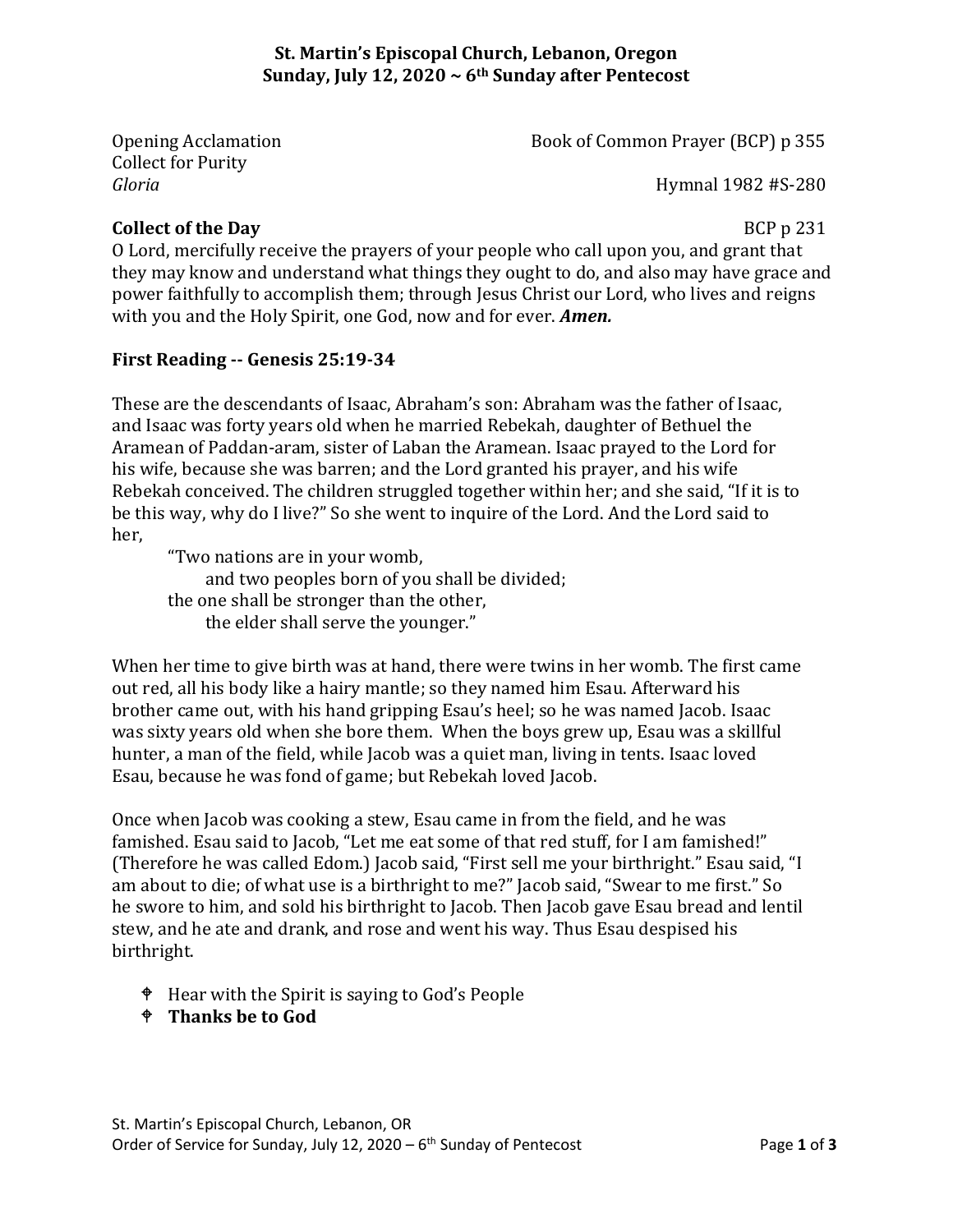**St. Martin's Episcopal Church, Lebanon, Oregon**
**Sunday, July 12, 2020 ~ 6th Sunday after Pentecost**

Opening Acclamation — Book of Common Prayer (BCP) p 355
Collect for Purity
*Gloria* — Hymnal 1982 #S-280

**Collect of the Day** — BCP p 231

O Lord, mercifully receive the prayers of your people who call upon you, and grant that they may know and understand what things they ought to do, and also may have grace and power faithfully to accomplish them; through Jesus Christ our Lord, who lives and reigns with you and the Holy Spirit, one God, now and for ever. ***Amen.***

**First Reading -- Genesis 25:19-34**

These are the descendants of Isaac, Abraham's son: Abraham was the father of Isaac, and Isaac was forty years old when he married Rebekah, daughter of Bethuel the Aramean of Paddan-aram, sister of Laban the Aramean. Isaac prayed to the Lord for his wife, because she was barren; and the Lord granted his prayer, and his wife Rebekah conceived. The children struggled together within her; and she said, "If it is to be this way, why do I live?" So she went to inquire of the Lord. And the Lord said to her,

> "Two nations are in your womb,
> and two peoples born of you shall be divided;
> the one shall be stronger than the other,
> the elder shall serve the younger."

When her time to give birth was at hand, there were twins in her womb. The first came out red, all his body like a hairy mantle; so they named him Esau. Afterward his brother came out, with his hand gripping Esau's heel; so he was named Jacob. Isaac was sixty years old when she bore them. When the boys grew up, Esau was a skillful hunter, a man of the field, while Jacob was a quiet man, living in tents. Isaac loved Esau, because he was fond of game; but Rebekah loved Jacob.

Once when Jacob was cooking a stew, Esau came in from the field, and he was famished. Esau said to Jacob, "Let me eat some of that red stuff, for I am famished!" (Therefore he was called Edom.) Jacob said, "First sell me your birthright." Esau said, "I am about to die; of what use is a birthright to me?" Jacob said, "Swear to me first." So he swore to him, and sold his birthright to Jacob. Then Jacob gave Esau bread and lentil stew, and he ate and drank, and rose and went his way. Thus Esau despised his birthright.

- Hear with the Spirit is saying to God's People
- **Thanks be to God**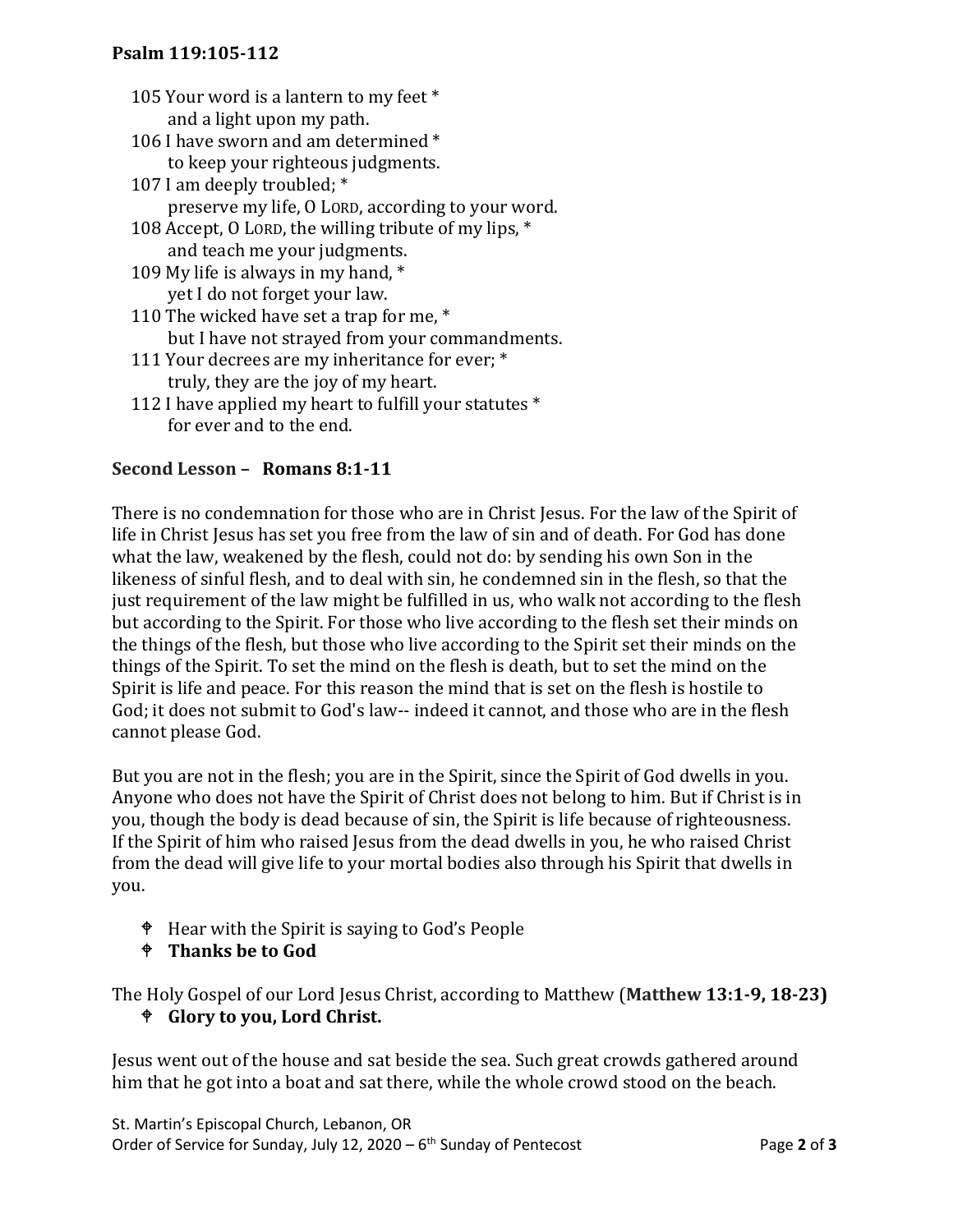**Psalm 119:105-112**

105 Your word is a lantern to my feet *
    and a light upon my path.
106 I have sworn and am determined *
    to keep your righteous judgments.
107 I am deeply troubled; *
    preserve my life, O LORD, according to your word.
108 Accept, O LORD, the willing tribute of my lips, *
    and teach me your judgments.
109 My life is always in my hand, *
    yet I do not forget your law.
110 The wicked have set a trap for me, *
    but I have not strayed from your commandments.
111 Your decrees are my inheritance for ever; *
    truly, they are the joy of my heart.
112 I have applied my heart to fulfill your statutes *
    for ever and to the end.

**Second Lesson – Romans 8:1-11**

There is no condemnation for those who are in Christ Jesus. For the law of the Spirit of life in Christ Jesus has set you free from the law of sin and of death. For God has done what the law, weakened by the flesh, could not do: by sending his own Son in the likeness of sinful flesh, and to deal with sin, he condemned sin in the flesh, so that the just requirement of the law might be fulfilled in us, who walk not according to the flesh but according to the Spirit. For those who live according to the flesh set their minds on the things of the flesh, but those who live according to the Spirit set their minds on the things of the Spirit. To set the mind on the flesh is death, but to set the mind on the Spirit is life and peace. For this reason the mind that is set on the flesh is hostile to God; it does not submit to God's law-- indeed it cannot, and those who are in the flesh cannot please God.

But you are not in the flesh; you are in the Spirit, since the Spirit of God dwells in you. Anyone who does not have the Spirit of Christ does not belong to him. But if Christ is in you, though the body is dead because of sin, the Spirit is life because of righteousness. If the Spirit of him who raised Jesus from the dead dwells in you, he who raised Christ from the dead will give life to your mortal bodies also through his Spirit that dwells in you.

- Hear with the Spirit is saying to God's People
- **Thanks be to God**

The Holy Gospel of our Lord Jesus Christ, according to Matthew (**Matthew 13:1-9, 18-23)**

- **Glory to you, Lord Christ.**

Jesus went out of the house and sat beside the sea. Such great crowds gathered around him that he got into a boat and sat there, while the whole crowd stood on the beach.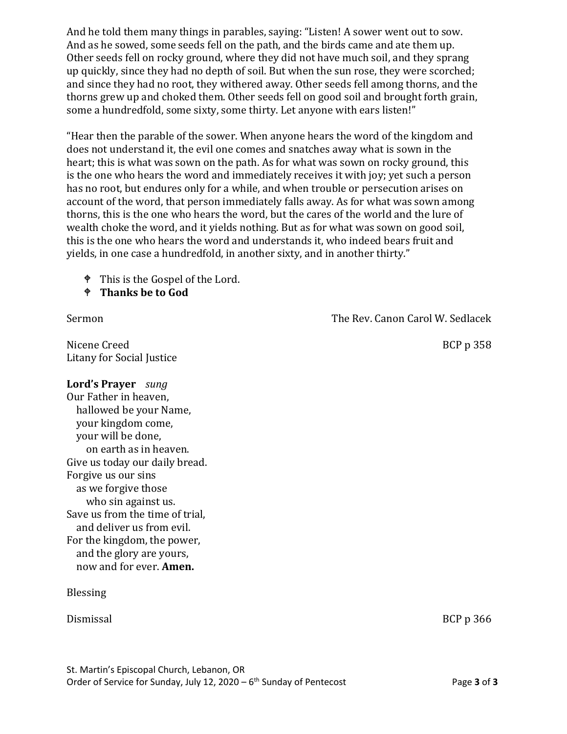And he told them many things in parables, saying: "Listen! A sower went out to sow. And as he sowed, some seeds fell on the path, and the birds came and ate them up. Other seeds fell on rocky ground, where they did not have much soil, and they sprang up quickly, since they had no depth of soil. But when the sun rose, they were scorched; and since they had no root, they withered away. Other seeds fell among thorns, and the thorns grew up and choked them. Other seeds fell on good soil and brought forth grain, some a hundredfold, some sixty, some thirty. Let anyone with ears listen!"

"Hear then the parable of the sower. When anyone hears the word of the kingdom and does not understand it, the evil one comes and snatches away what is sown in the heart; this is what was sown on the path. As for what was sown on rocky ground, this is the one who hears the word and immediately receives it with joy; yet such a person has no root, but endures only for a while, and when trouble or persecution arises on account of the word, that person immediately falls away. As for what was sown among thorns, this is the one who hears the word, but the cares of the world and the lure of wealth choke the word, and it yields nothing. But as for what was sown on good soil, this is the one who hears the word and understands it, who indeed bears fruit and yields, in one case a hundredfold, in another sixty, and in another thirty."

- ⌖ This is the Gospel of the Lord.
- ⌖ **Thanks be to God**

Sermon — The Rev. Canon Carol W. Sedlacek

Nicene Creed — BCP p 358

Litany for Social Justice

**Lord's Prayer** *sung*

Our Father in heaven,
hallowed be your Name,
your kingdom come,
your will be done,
on earth as in heaven.
Give us today our daily bread.
Forgive us our sins
as we forgive those
who sin against us.
Save us from the time of trial,
and deliver us from evil.
For the kingdom, the power,
and the glory are yours,
now and for ever. **Amen.**

Blessing

Dismissal — BCP p 366